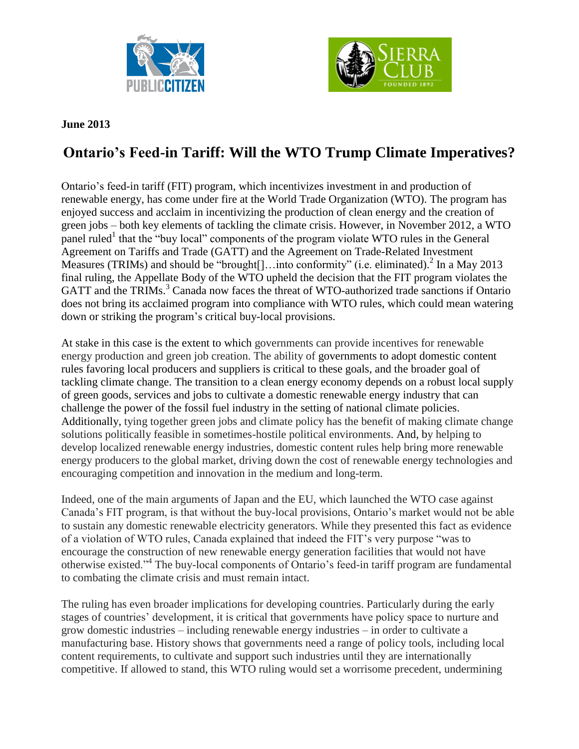**June 2013**

# Ontario's Feed-in Tariff: Will the WTO Trump Climate Imperatives?

Ontario's feed-in tariff (FIT) program, which incentivizes investment in and production of renewable energy, has come under fire at the World Trade Organization (WTO). The program has enjoyed success and acclaim in incentivizing the production of clean energy and the creation of green jobs – both key elements of tackling the climate crisis. However, in November 2012, a WTO panel ruled[1] that the "buy local" components of the program violate WTO rules in the General Agreement on Tariffs and Trade (GATT) and the Agreement on Trade-Related Investment Measures (TRIMs) and should be "brought[]…into conformity" (i.e. eliminated).[2] In a May 2013 final ruling, the Appellate Body of the WTO upheld the decision that the FIT program violates the GATT and the TRIMs.[3] Canada now faces the threat of WTO-authorized trade sanctions if Ontario does not bring its acclaimed program into compliance with WTO rules, which could mean watering down or striking the program's critical buy-local provisions.

At stake in this case is the extent to which governments can provide incentives for renewable energy production and green job creation. The ability of governments to adopt domestic content rules favoring local producers and suppliers is critical to these goals, and the broader goal of tackling climate change. The transition to a clean energy economy depends on a robust local supply of green goods, services and jobs to cultivate a domestic renewable energy industry that can challenge the power of the fossil fuel industry in the setting of national climate policies. Additionally, tying together green jobs and climate policy has the benefit of making climate change solutions politically feasible in sometimes-hostile political environments. And, by helping to develop localized renewable energy industries, domestic content rules help bring more renewable energy producers to the global market, driving down the cost of renewable energy technologies and encouraging competition and innovation in the medium and long-term.

Indeed, one of the main arguments of Japan and the EU, which launched the WTO case against Canada's FIT program, is that without the buy-local provisions, Ontario's market would not be able to sustain any domestic renewable electricity generators. While they presented this fact as evidence of a violation of WTO rules, Canada explained that indeed the FIT's very purpose "was to encourage the construction of new renewable energy generation facilities that would not have otherwise existed."[4] The buy-local components of Ontario's feed-in tariff program are fundamental to combating the climate crisis and must remain intact.

The ruling has even broader implications for developing countries. Particularly during the early stages of countries' development, it is critical that governments have policy space to nurture and grow domestic industries – including renewable energy industries – in order to cultivate a manufacturing base. History shows that governments need a range of policy tools, including local content requirements, to cultivate and support such industries until they are internationally competitive. If allowed to stand, this WTO ruling would set a worrisome precedent, undermining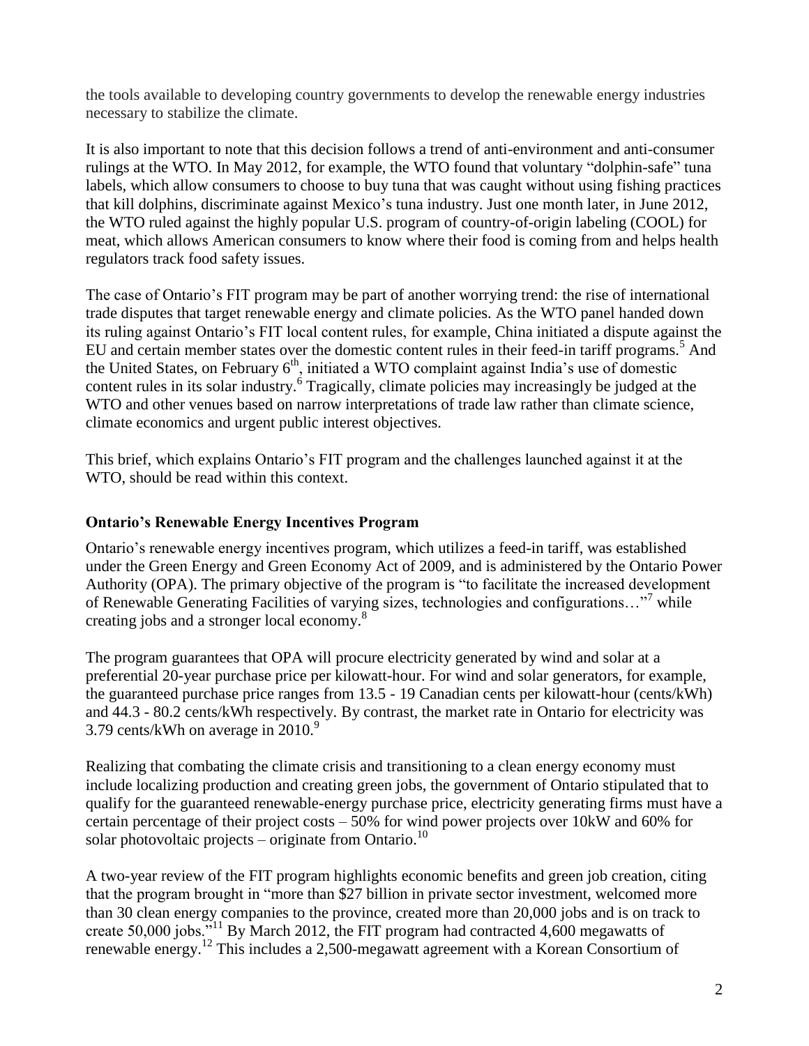the tools available to developing country governments to develop the renewable energy industries necessary to stabilize the climate.

It is also important to note that this decision follows a trend of anti-environment and anti-consumer rulings at the WTO. In May 2012, for example, the WTO found that voluntary "dolphin-safe" tuna labels, which allow consumers to choose to buy tuna that was caught without using fishing practices that kill dolphins, discriminate against Mexico's tuna industry. Just one month later, in June 2012, the WTO ruled against the highly popular U.S. program of country-of-origin labeling (COOL) for meat, which allows American consumers to know where their food is coming from and helps health regulators track food safety issues.

The case of Ontario's FIT program may be part of another worrying trend: the rise of international trade disputes that target renewable energy and climate policies. As the WTO panel handed down its ruling against Ontario's FIT local content rules, for example, China initiated a dispute against the EU and certain member states over the domestic content rules in their feed-in tariff programs.[5] And the United States, on February 6th, initiated a WTO complaint against India's use of domestic content rules in its solar industry.[6] Tragically, climate policies may increasingly be judged at the WTO and other venues based on narrow interpretations of trade law rather than climate science, climate economics and urgent public interest objectives.

This brief, which explains Ontario's FIT program and the challenges launched against it at the WTO, should be read within this context.

### Ontario's Renewable Energy Incentives Program

Ontario's renewable energy incentives program, which utilizes a feed-in tariff, was established under the Green Energy and Green Economy Act of 2009, and is administered by the Ontario Power Authority (OPA). The primary objective of the program is "to facilitate the increased development of Renewable Generating Facilities of varying sizes, technologies and configurations…"[7] while creating jobs and a stronger local economy.[8]

The program guarantees that OPA will procure electricity generated by wind and solar at a preferential 20-year purchase price per kilowatt-hour. For wind and solar generators, for example, the guaranteed purchase price ranges from 13.5 - 19 Canadian cents per kilowatt-hour (cents/kWh) and 44.3 - 80.2 cents/kWh respectively. By contrast, the market rate in Ontario for electricity was 3.79 cents/kWh on average in 2010.[9]

Realizing that combating the climate crisis and transitioning to a clean energy economy must include localizing production and creating green jobs, the government of Ontario stipulated that to qualify for the guaranteed renewable-energy purchase price, electricity generating firms must have a certain percentage of their project costs – 50% for wind power projects over 10kW and 60% for solar photovoltaic projects – originate from Ontario.[10]

A two-year review of the FIT program highlights economic benefits and green job creation, citing that the program brought in "more than $27 billion in private sector investment, welcomed more than 30 clean energy companies to the province, created more than 20,000 jobs and is on track to create 50,000 jobs."[11] By March 2012, the FIT program had contracted 4,600 megawatts of renewable energy.[12] This includes a 2,500-megawatt agreement with a Korean Consortium of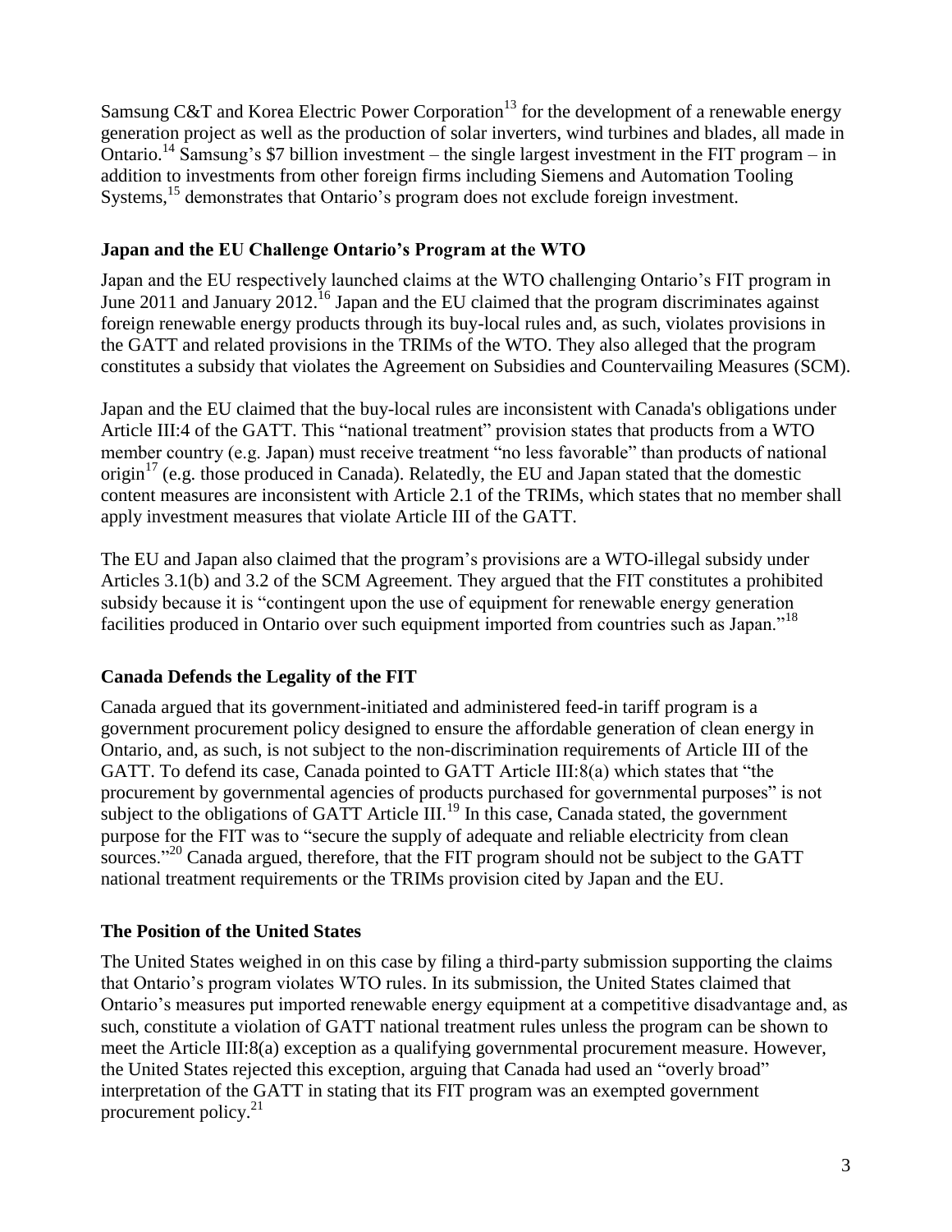Samsung C&T and Korea Electric Power Corporation[13] for the development of a renewable energy generation project as well as the production of solar inverters, wind turbines and blades, all made in Ontario.[14] Samsung's $7 billion investment – the single largest investment in the FIT program – in addition to investments from other foreign firms including Siemens and Automation Tooling Systems,[15] demonstrates that Ontario's program does not exclude foreign investment.

### Japan and the EU Challenge Ontario's Program at the WTO

Japan and the EU respectively launched claims at the WTO challenging Ontario's FIT program in June 2011 and January 2012.[16] Japan and the EU claimed that the program discriminates against foreign renewable energy products through its buy-local rules and, as such, violates provisions in the GATT and related provisions in the TRIMs of the WTO. They also alleged that the program constitutes a subsidy that violates the Agreement on Subsidies and Countervailing Measures (SCM).

Japan and the EU claimed that the buy-local rules are inconsistent with Canada's obligations under Article III:4 of the GATT. This "national treatment" provision states that products from a WTO member country (e.g. Japan) must receive treatment "no less favorable" than products of national origin[17] (e.g. those produced in Canada). Relatedly, the EU and Japan stated that the domestic content measures are inconsistent with Article 2.1 of the TRIMs, which states that no member shall apply investment measures that violate Article III of the GATT.

The EU and Japan also claimed that the program's provisions are a WTO-illegal subsidy under Articles 3.1(b) and 3.2 of the SCM Agreement. They argued that the FIT constitutes a prohibited subsidy because it is "contingent upon the use of equipment for renewable energy generation facilities produced in Ontario over such equipment imported from countries such as Japan."[18]

### Canada Defends the Legality of the FIT

Canada argued that its government-initiated and administered feed-in tariff program is a government procurement policy designed to ensure the affordable generation of clean energy in Ontario, and, as such, is not subject to the non-discrimination requirements of Article III of the GATT. To defend its case, Canada pointed to GATT Article III:8(a) which states that "the procurement by governmental agencies of products purchased for governmental purposes" is not subject to the obligations of GATT Article III.[19] In this case, Canada stated, the government purpose for the FIT was to "secure the supply of adequate and reliable electricity from clean sources."[20] Canada argued, therefore, that the FIT program should not be subject to the GATT national treatment requirements or the TRIMs provision cited by Japan and the EU.

### The Position of the United States

The United States weighed in on this case by filing a third-party submission supporting the claims that Ontario's program violates WTO rules. In its submission, the United States claimed that Ontario's measures put imported renewable energy equipment at a competitive disadvantage and, as such, constitute a violation of GATT national treatment rules unless the program can be shown to meet the Article III:8(a) exception as a qualifying governmental procurement measure. However, the United States rejected this exception, arguing that Canada had used an "overly broad" interpretation of the GATT in stating that its FIT program was an exempted government procurement policy.[21]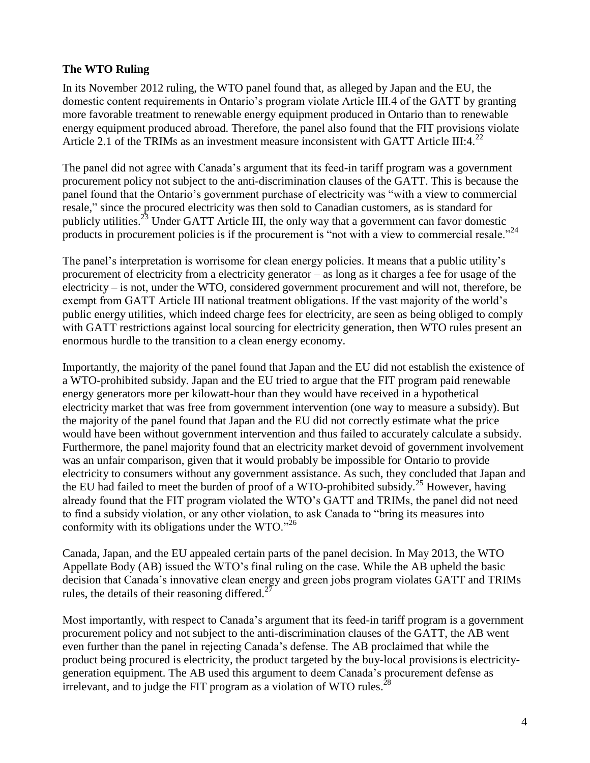**The WTO Ruling**

In its November 2012 ruling, the WTO panel found that, as alleged by Japan and the EU, the domestic content requirements in Ontario's program violate Article III.4 of the GATT by granting more favorable treatment to renewable energy equipment produced in Ontario than to renewable energy equipment produced abroad. Therefore, the panel also found that the FIT provisions violate Article 2.1 of the TRIMs as an investment measure inconsistent with GATT Article III:4.[22]

The panel did not agree with Canada's argument that its feed-in tariff program was a government procurement policy not subject to the anti-discrimination clauses of the GATT. This is because the panel found that the Ontario's government purchase of electricity was "with a view to commercial resale," since the procured electricity was then sold to Canadian customers, as is standard for publicly utilities.[23] Under GATT Article III, the only way that a government can favor domestic products in procurement policies is if the procurement is "not with a view to commercial resale."[24]

The panel's interpretation is worrisome for clean energy policies. It means that a public utility's procurement of electricity from a electricity generator – as long as it charges a fee for usage of the electricity – is not, under the WTO, considered government procurement and will not, therefore, be exempt from GATT Article III national treatment obligations. If the vast majority of the world's public energy utilities, which indeed charge fees for electricity, are seen as being obliged to comply with GATT restrictions against local sourcing for electricity generation, then WTO rules present an enormous hurdle to the transition to a clean energy economy.

Importantly, the majority of the panel found that Japan and the EU did not establish the existence of a WTO-prohibited subsidy. Japan and the EU tried to argue that the FIT program paid renewable energy generators more per kilowatt-hour than they would have received in a hypothetical electricity market that was free from government intervention (one way to measure a subsidy). But the majority of the panel found that Japan and the EU did not correctly estimate what the price would have been without government intervention and thus failed to accurately calculate a subsidy. Furthermore, the panel majority found that an electricity market devoid of government involvement was an unfair comparison, given that it would probably be impossible for Ontario to provide electricity to consumers without any government assistance. As such, they concluded that Japan and the EU had failed to meet the burden of proof of a WTO-prohibited subsidy.[25] However, having already found that the FIT program violated the WTO's GATT and TRIMs, the panel did not need to find a subsidy violation, or any other violation, to ask Canada to "bring its measures into conformity with its obligations under the WTO."[26]

Canada, Japan, and the EU appealed certain parts of the panel decision. In May 2013, the WTO Appellate Body (AB) issued the WTO's final ruling on the case. While the AB upheld the basic decision that Canada's innovative clean energy and green jobs program violates GATT and TRIMs rules, the details of their reasoning differed.[27]

Most importantly, with respect to Canada's argument that its feed-in tariff program is a government procurement policy and not subject to the anti-discrimination clauses of the GATT, the AB went even further than the panel in rejecting Canada's defense. The AB proclaimed that while the product being procured is electricity, the product targeted by the buy-local provisions is electricity-generation equipment. The AB used this argument to deem Canada's procurement defense as irrelevant, and to judge the FIT program as a violation of WTO rules.[28]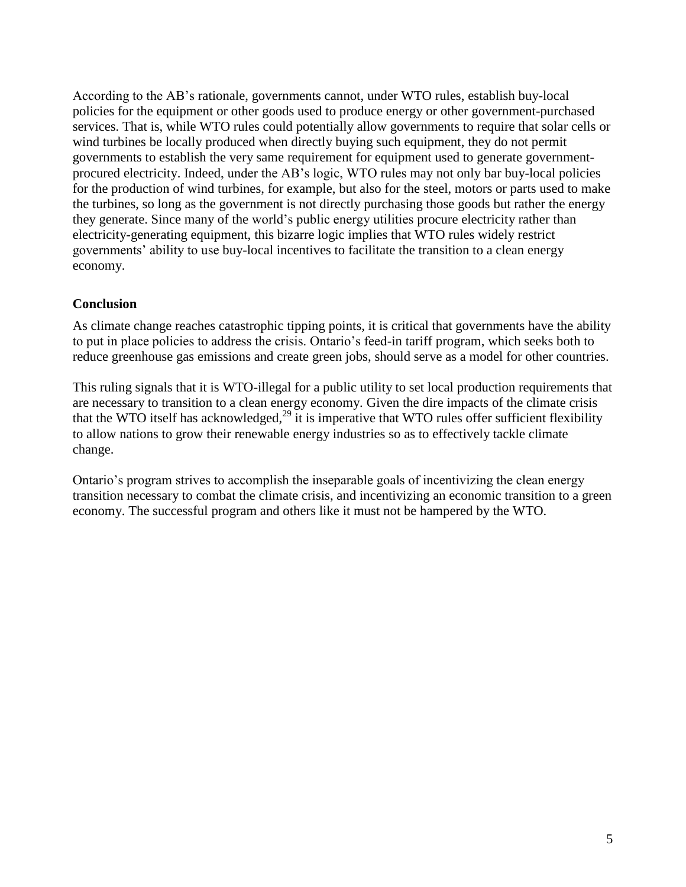According to the AB's rationale, governments cannot, under WTO rules, establish buy-local policies for the equipment or other goods used to produce energy or other government-purchased services. That is, while WTO rules could potentially allow governments to require that solar cells or wind turbines be locally produced when directly buying such equipment, they do not permit governments to establish the very same requirement for equipment used to generate government-procured electricity. Indeed, under the AB's logic, WTO rules may not only bar buy-local policies for the production of wind turbines, for example, but also for the steel, motors or parts used to make the turbines, so long as the government is not directly purchasing those goods but rather the energy they generate. Since many of the world's public energy utilities procure electricity rather than electricity-generating equipment, this bizarre logic implies that WTO rules widely restrict governments' ability to use buy-local incentives to facilitate the transition to a clean energy economy.

## Conclusion

As climate change reaches catastrophic tipping points, it is critical that governments have the ability to put in place policies to address the crisis. Ontario's feed-in tariff program, which seeks both to reduce greenhouse gas emissions and create green jobs, should serve as a model for other countries.

This ruling signals that it is WTO-illegal for a public utility to set local production requirements that are necessary to transition to a clean energy economy. Given the dire impacts of the climate crisis that the WTO itself has acknowledged,[29] it is imperative that WTO rules offer sufficient flexibility to allow nations to grow their renewable energy industries so as to effectively tackle climate change.

Ontario's program strives to accomplish the inseparable goals of incentivizing the clean energy transition necessary to combat the climate crisis, and incentivizing an economic transition to a green economy. The successful program and others like it must not be hampered by the WTO.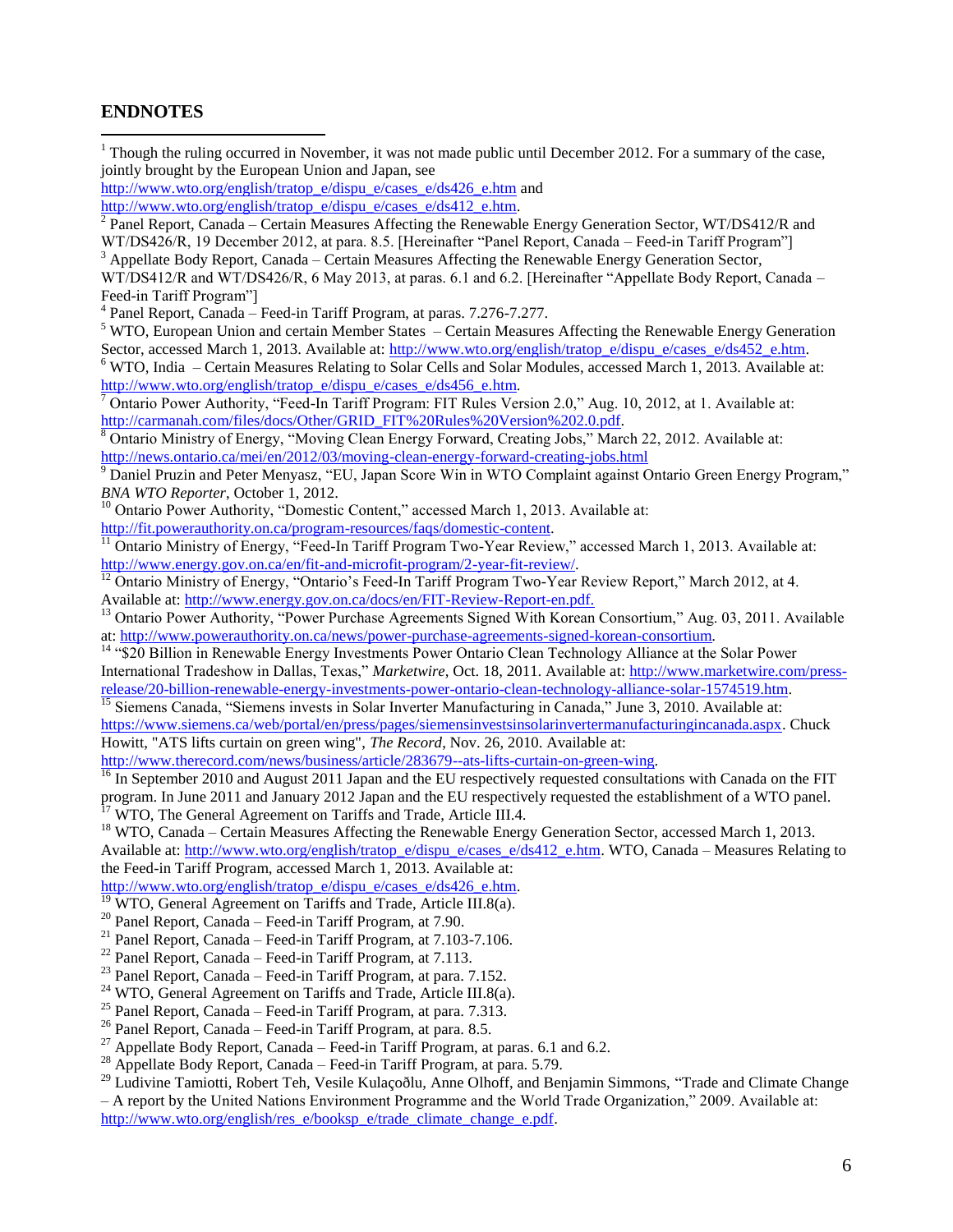## ENDNOTES

[1] Though the ruling occurred in November, it was not made public until December 2012. For a summary of the case, jointly brought by the European Union and Japan, see http://www.wto.org/english/tratop_e/dispu_e/cases_e/ds426_e.htm and http://www.wto.org/english/tratop_e/dispu_e/cases_e/ds412_e.htm.

[2] Panel Report, Canada – Certain Measures Affecting the Renewable Energy Generation Sector, WT/DS412/R and WT/DS426/R, 19 December 2012, at para. 8.5. [Hereinafter "Panel Report, Canada – Feed-in Tariff Program"]

[3] Appellate Body Report, Canada – Certain Measures Affecting the Renewable Energy Generation Sector, WT/DS412/R and WT/DS426/R, 6 May 2013, at paras. 6.1 and 6.2. [Hereinafter "Appellate Body Report, Canada – Feed-in Tariff Program"]

[4] Panel Report, Canada – Feed-in Tariff Program, at paras. 7.276-7.277.

[5] WTO, European Union and certain Member States – Certain Measures Affecting the Renewable Energy Generation Sector, accessed March 1, 2013. Available at: http://www.wto.org/english/tratop_e/dispu_e/cases_e/ds452_e.htm.

[6] WTO, India – Certain Measures Relating to Solar Cells and Solar Modules, accessed March 1, 2013. Available at: http://www.wto.org/english/tratop_e/dispu_e/cases_e/ds456_e.htm.

[7] Ontario Power Authority, "Feed-In Tariff Program: FIT Rules Version 2.0," Aug. 10, 2012, at 1. Available at: http://carmanah.com/files/docs/Other/GRID_FIT%20Rules%20Version%202.0.pdf.

[8] Ontario Ministry of Energy, "Moving Clean Energy Forward, Creating Jobs," March 22, 2012. Available at: http://news.ontario.ca/mei/en/2012/03/moving-clean-energy-forward-creating-jobs.html

[9] Daniel Pruzin and Peter Menyasz, "EU, Japan Score Win in WTO Complaint against Ontario Green Energy Program," *BNA WTO Reporter*, October 1, 2012.

[10] Ontario Power Authority, "Domestic Content," accessed March 1, 2013. Available at: http://fit.powerauthority.on.ca/program-resources/faqs/domestic-content.

[11] Ontario Ministry of Energy, "Feed-In Tariff Program Two-Year Review," accessed March 1, 2013. Available at: http://www.energy.gov.on.ca/en/fit-and-microfit-program/2-year-fit-review/.

[12] Ontario Ministry of Energy, "Ontario's Feed-In Tariff Program Two-Year Review Report," March 2012, at 4. Available at: http://www.energy.gov.on.ca/docs/en/FIT-Review-Report-en.pdf.

[13] Ontario Power Authority, "Power Purchase Agreements Signed With Korean Consortium," Aug. 03, 2011. Available at: http://www.powerauthority.on.ca/news/power-purchase-agreements-signed-korean-consortium.

[14] "$20 Billion in Renewable Energy Investments Power Ontario Clean Technology Alliance at the Solar Power International Tradeshow in Dallas, Texas," *Marketwire*, Oct. 18, 2011. Available at: http://www.marketwire.com/press-release/20-billion-renewable-energy-investments-power-ontario-clean-technology-alliance-solar-1574519.htm.

[15] Siemens Canada, "Siemens invests in Solar Inverter Manufacturing in Canada," June 3, 2010. Available at: https://www.siemens.ca/web/portal/en/press/pages/siemensinvestsinsolarinvertermanufacturingincanada.aspx. Chuck Howitt, "ATS lifts curtain on green wing", *The Record*, Nov. 26, 2010. Available at: http://www.therecord.com/news/business/article/283679--ats-lifts-curtain-on-green-wing.

[16] In September 2010 and August 2011 Japan and the EU respectively requested consultations with Canada on the FIT program. In June 2011 and January 2012 Japan and the EU respectively requested the establishment of a WTO panel.

[17] WTO, The General Agreement on Tariffs and Trade, Article III.4.

[18] WTO, Canada – Certain Measures Affecting the Renewable Energy Generation Sector, accessed March 1, 2013. Available at: http://www.wto.org/english/tratop_e/dispu_e/cases_e/ds412_e.htm. WTO, Canada – Measures Relating to the Feed-in Tariff Program, accessed March 1, 2013. Available at: http://www.wto.org/english/tratop_e/dispu_e/cases_e/ds426_e.htm.

[19] WTO, General Agreement on Tariffs and Trade, Article III.8(a).

[20] Panel Report, Canada – Feed-in Tariff Program, at 7.90.

[21] Panel Report, Canada – Feed-in Tariff Program, at 7.103-7.106.

[22] Panel Report, Canada – Feed-in Tariff Program, at 7.113.

[23] Panel Report, Canada – Feed-in Tariff Program, at para. 7.152.

[24] WTO, General Agreement on Tariffs and Trade, Article III.8(a).

[25] Panel Report, Canada – Feed-in Tariff Program, at para. 7.313.

[26] Panel Report, Canada – Feed-in Tariff Program, at para. 8.5.

[27] Appellate Body Report, Canada – Feed-in Tariff Program, at paras. 6.1 and 6.2.

[28] Appellate Body Report, Canada – Feed-in Tariff Program, at para. 5.79.

[29] Ludivine Tamiotti, Robert Teh, Vesile Kulaçoðlu, Anne Olhoff, and Benjamin Simmons, "Trade and Climate Change – A report by the United Nations Environment Programme and the World Trade Organization," 2009. Available at: http://www.wto.org/english/res_e/booksp_e/trade_climate_change_e.pdf.